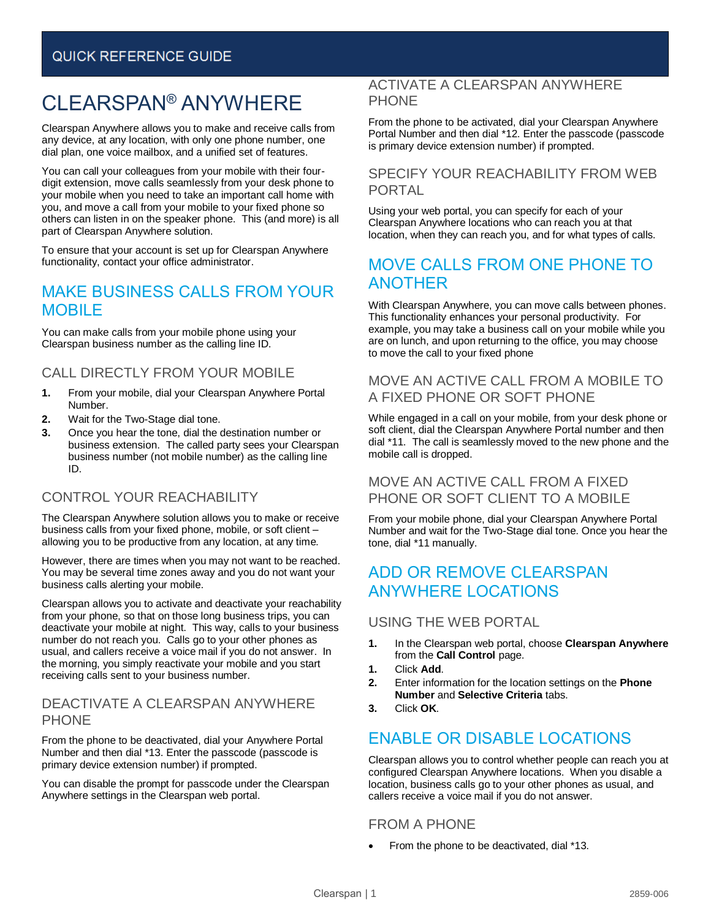# CLEARSPAN® ANYWHERE

Clearspan Anywhere allows you to make and receive calls from any device, at any location, with only one phone number, one dial plan, one voice mailbox, and a unified set of features.

You can call your colleagues from your mobile with their four-digit extension, move calls seamlessly from your desk phone to your mobile when you need to take an important call home with you, and move a call from your mobile to your fixed phone so others can listen in on the speaker phone. This (and more) is all part of Clearspan Anywhere solution.

To ensure that your account is set up for Clearspan Anywhere functionality, contact your office administrator.

## MAKE BUSINESS CALLS FROM YOUR MOBILE

You can make calls from your mobile phone using your Clearspan business number as the calling line ID.

### CALL DIRECTLY FROM YOUR MOBILE

1. From your mobile, dial your Clearspan Anywhere Portal Number.
2. Wait for the Two-Stage dial tone.
3. Once you hear the tone, dial the destination number or business extension. The called party sees your Clearspan business number (not mobile number) as the calling line ID.

### CONTROL YOUR REACHABILITY

The Clearspan Anywhere solution allows you to make or receive business calls from your fixed phone, mobile, or soft client – allowing you to be productive from any location, at any time.

However, there are times when you may not want to be reached. You may be several time zones away and you do not want your business calls alerting your mobile.

Clearspan allows you to activate and deactivate your reachability from your phone, so that on those long business trips, you can deactivate your mobile at night. This way, calls to your business number do not reach you. Calls go to your other phones as usual, and callers receive a voice mail if you do not answer. In the morning, you simply reactivate your mobile and you start receiving calls sent to your business number.

### DEACTIVATE A CLEARSPAN ANYWHERE PHONE

From the phone to be deactivated, dial your Anywhere Portal Number and then dial *13. Enter the passcode (passcode is primary device extension number) if prompted.

You can disable the prompt for passcode under the Clearspan Anywhere settings in the Clearspan web portal.

### ACTIVATE A CLEARSPAN ANYWHERE PHONE

From the phone to be activated, dial your Clearspan Anywhere Portal Number and then dial *12. Enter the passcode (passcode is primary device extension number) if prompted.

### SPECIFY YOUR REACHABILITY FROM WEB PORTAL

Using your web portal, you can specify for each of your Clearspan Anywhere locations who can reach you at that location, when they can reach you, and for what types of calls.

## MOVE CALLS FROM ONE PHONE TO ANOTHER

With Clearspan Anywhere, you can move calls between phones. This functionality enhances your personal productivity. For example, you may take a business call on your mobile while you are on lunch, and upon returning to the office, you may choose to move the call to your fixed phone

### MOVE AN ACTIVE CALL FROM A MOBILE TO A FIXED PHONE OR SOFT PHONE

While engaged in a call on your mobile, from your desk phone or soft client, dial the Clearspan Anywhere Portal number and then dial *11. The call is seamlessly moved to the new phone and the mobile call is dropped.

### MOVE AN ACTIVE CALL FROM A FIXED PHONE OR SOFT CLIENT TO A MOBILE

From your mobile phone, dial your Clearspan Anywhere Portal Number and wait for the Two-Stage dial tone. Once you hear the tone, dial *11 manually.

## ADD OR REMOVE CLEARSPAN ANYWHERE LOCATIONS

### USING THE WEB PORTAL

1. In the Clearspan web portal, choose **Clearspan Anywhere** from the **Call Control** page.
1. Click **Add**.
2. Enter information for the location settings on the **Phone Number** and **Selective Criteria** tabs.
3. Click **OK**.

## ENABLE OR DISABLE LOCATIONS

Clearspan allows you to control whether people can reach you at configured Clearspan Anywhere locations. When you disable a location, business calls go to your other phones as usual, and callers receive a voice mail if you do not answer.

### FROM A PHONE

- From the phone to be deactivated, dial *13.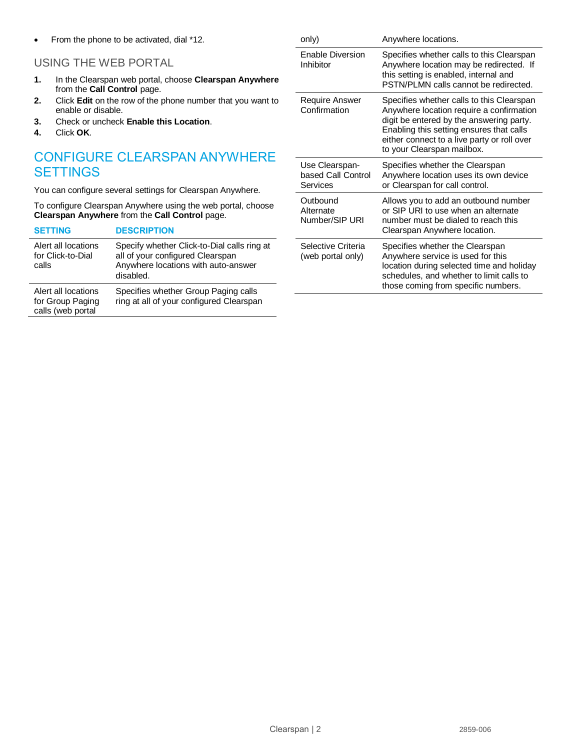- From the phone to be activated, dial *12.

## USING THE WEB PORTAL

1. In the Clearspan web portal, choose **Clearspan Anywhere** from the **Call Control** page.
2. Click **Edit** on the row of the phone number that you want to enable or disable.
3. Check or uncheck **Enable this Location**.
4. Click **OK**.

# CONFIGURE CLEARSPAN ANYWHERE SETTINGS

You can configure several settings for Clearspan Anywhere.

To configure Clearspan Anywhere using the web portal, choose **Clearspan Anywhere** from the **Call Control** page.

| SETTING | DESCRIPTION |
|---|---|
| Alert all locations for Click-to-Dial calls | Specify whether Click-to-Dial calls ring at all of your configured Clearspan Anywhere locations with auto-answer disabled. |
| Alert all locations for Group Paging calls (web portal only) | Specifies whether Group Paging calls ring at all of your configured Clearspan Anywhere locations. |
| Enable Diversion Inhibitor | Specifies whether calls to this Clearspan Anywhere location may be redirected. If this setting is enabled, internal and PSTN/PLMN calls cannot be redirected. |
| Require Answer Confirmation | Specifies whether calls to this Clearspan Anywhere location require a confirmation digit be entered by the answering party. Enabling this setting ensures that calls either connect to a live party or roll over to your Clearspan mailbox. |
| Use Clearspan-based Call Control Services | Specifies whether the Clearspan Anywhere location uses its own device or Clearspan for call control. |
| Outbound Alternate Number/SIP URI | Allows you to add an outbound number or SIP URI to use when an alternate number must be dialed to reach this Clearspan Anywhere location. |
| Selective Criteria (web portal only) | Specifies whether the Clearspan Anywhere service is used for this location during selected time and holiday schedules, and whether to limit calls to those coming from specific numbers. |